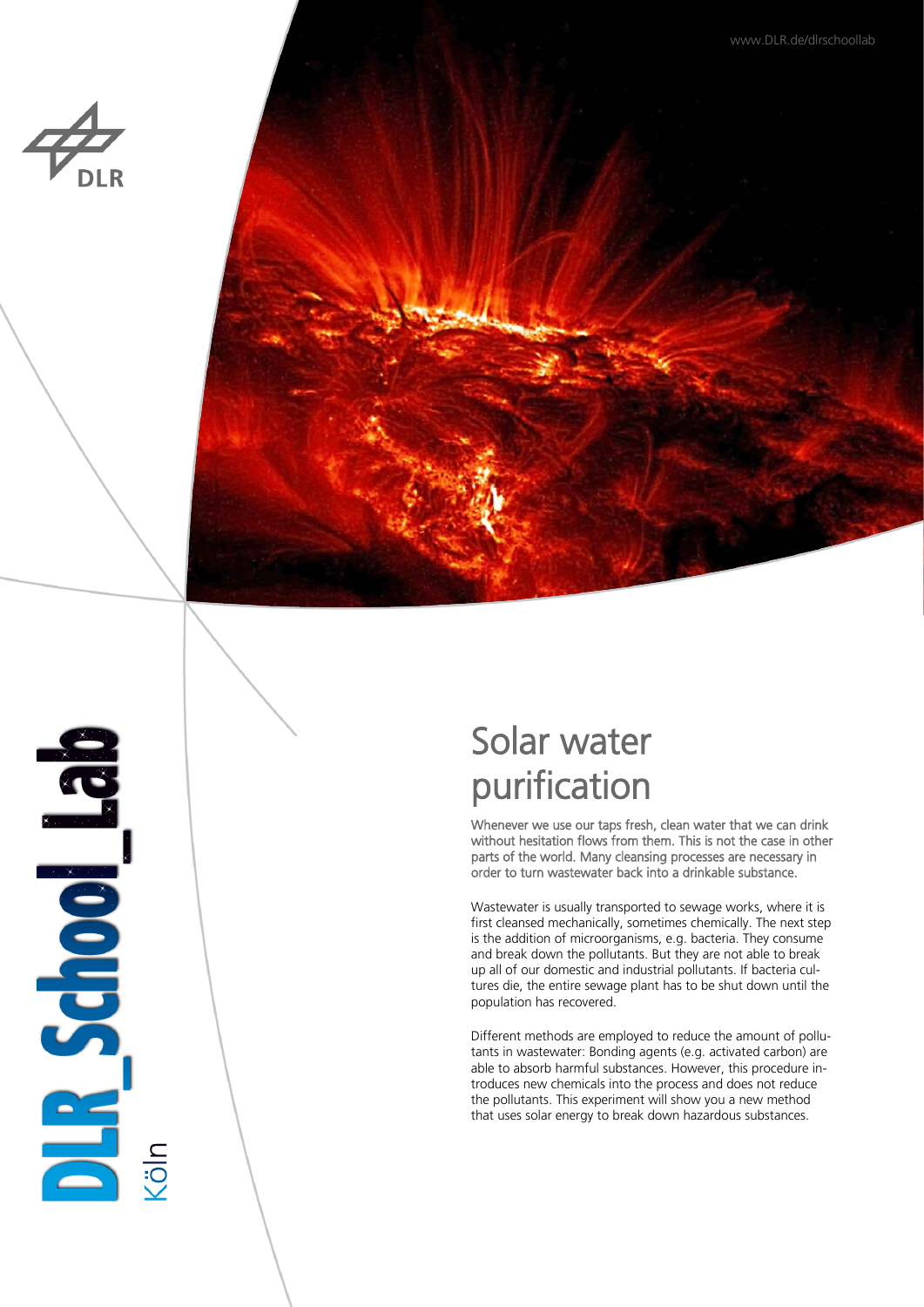# Solar water purification

Whenever we use our taps fresh, clean water that we can drink without hesitation flows from them. This is not the case in other parts of the world. Many cleansing processes are necessary in order to turn wastewater back into a drinkable substance.

Wastewater is usually transported to sewage works, where it is first cleansed mechanically, sometimes chemically. The next step is the addition of microorganisms, e.g. bacteria. They consume and break down the pollutants. But they are not able to break up all of our domestic and industrial pollutants. If bacteria cultures die, the entire sewage plant has to be shut down until the population has recovered.

Different methods are employed to reduce the amount of pollutants in wastewater: Bonding agents (e.g. activated carbon) are able to absorb harmful substances. However, this procedure introduces new chemicals into the process and does not reduce the pollutants. This experiment will show you a new method that uses solar energy to break down hazardous substances.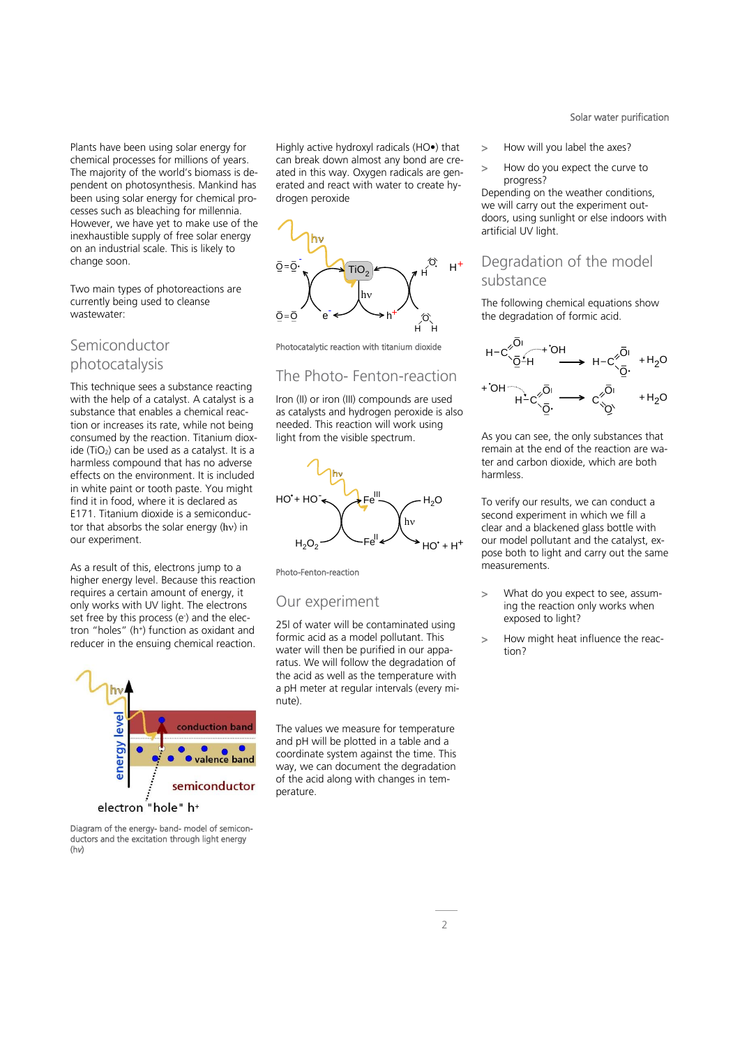Plants have been using solar energy for chemical processes for millions of years. The majority of the world's biomass is dependent on photosynthesis. Mankind has been using solar energy for chemical processes such as bleaching for millennia. However, we have yet to make use of the inexhaustible supply of free solar energy on an industrial scale. This is likely to change soon.

Two main types of photoreactions are currently being used to cleanse wastewater:

## Semiconductor photocatalysis

This technique sees a substance reacting with the help of a catalyst. A catalyst is a substance that enables a chemical reaction or increases its rate, while not being consumed by the reaction. Titanium dioxide ($TiO_2$) can be used as a catalyst. It is a harmless compound that has no adverse effects on the environment. It is included in white paint or tooth paste. You might find it in food, where it is declared as E171. Titanium dioxide is a semiconductor that absorbs the solar energy (hν) in our experiment.

As a result of this, electrons jump to a higher energy level. Because this reaction requires a certain amount of energy, it only works with UV light. The electrons set free by this process ($e^-$) and the electron "holes" ($h^+$) function as oxidant and reducer in the ensuing chemical reaction.

Diagram of the energy- band- model of semiconductors and the excitation through light energy (hν)

Highly active hydroxyl radicals (HO•) that can break down almost any bond are created in this way. Oxygen radicals are generated and react with water to create hydrogen peroxide

Photocatalytic reaction with titanium dioxide

## The Photo- Fenton-reaction

Iron (II) or iron (III) compounds are used as catalysts and hydrogen peroxide is also needed. This reaction will work using light from the visible spectrum.

Photo-Fenton-reaction

## Our experiment

25l of water will be contaminated using formic acid as a model pollutant. This water will then be purified in our apparatus. We will follow the degradation of the acid as well as the temperature with a pH meter at regular intervals (every minute).

The values we measure for temperature and pH will be plotted in a table and a coordinate system against the time. This way, we can document the degradation of the acid along with changes in temperature.

- How will you label the axes?
- How do you expect the curve to progress?

Depending on the weather conditions, we will carry out the experiment outdoors, using sunlight or else indoors with artificial UV light.

## Degradation of the model substance

The following chemical equations show the degradation of formic acid.

As you can see, the only substances that remain at the end of the reaction are water and carbon dioxide, which are both harmless.

To verify our results, we can conduct a second experiment in which we fill a clear and a blackened glass bottle with our model pollutant and the catalyst, expose both to light and carry out the same measurements.

- What do you expect to see, assuming the reaction only works when exposed to light?
- How might heat influence the reaction?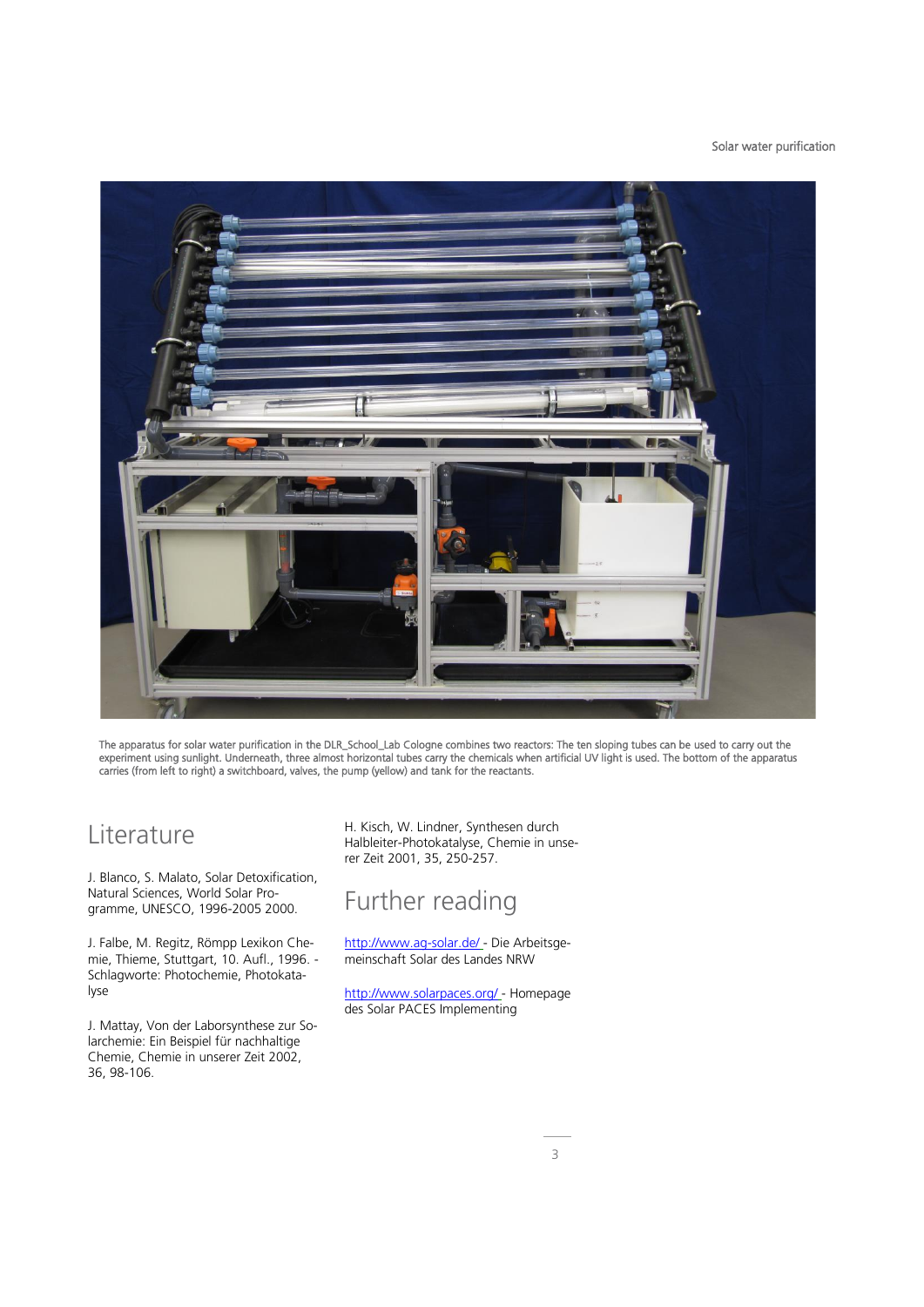The apparatus for solar water purification in the DLR_School_Lab Cologne combines two reactors: The ten sloping tubes can be used to carry out the experiment using sunlight. Underneath, three almost horizontal tubes carry the chemicals when artificial UV light is used. The bottom of the apparatus carries (from left to right) a switchboard, valves, the pump (yellow) and tank for the reactants.

# Literature

J. Blanco, S. Malato, Solar Detoxification, Natural Sciences, World Solar Programme, UNESCO, 1996-2005 2000.

J. Falbe, M. Regitz, Römpp Lexikon Chemie, Thieme, Stuttgart, 10. Aufl., 1996. - Schlagworte: Photochemie, Photokatalyse

J. Mattay, Von der Laborsynthese zur Solarchemie: Ein Beispiel für nachhaltige Chemie, Chemie in unserer Zeit 2002, 36, 98-106.

H. Kisch, W. Lindner, Synthesen durch Halbleiter-Photokatalyse, Chemie in unserer Zeit 2001, 35, 250-257.

# Further reading

http://www.ag-solar.de/ - Die Arbeitsgemeinschaft Solar des Landes NRW

http://www.solarpaces.org/ - Homepage des Solar PACES Implementing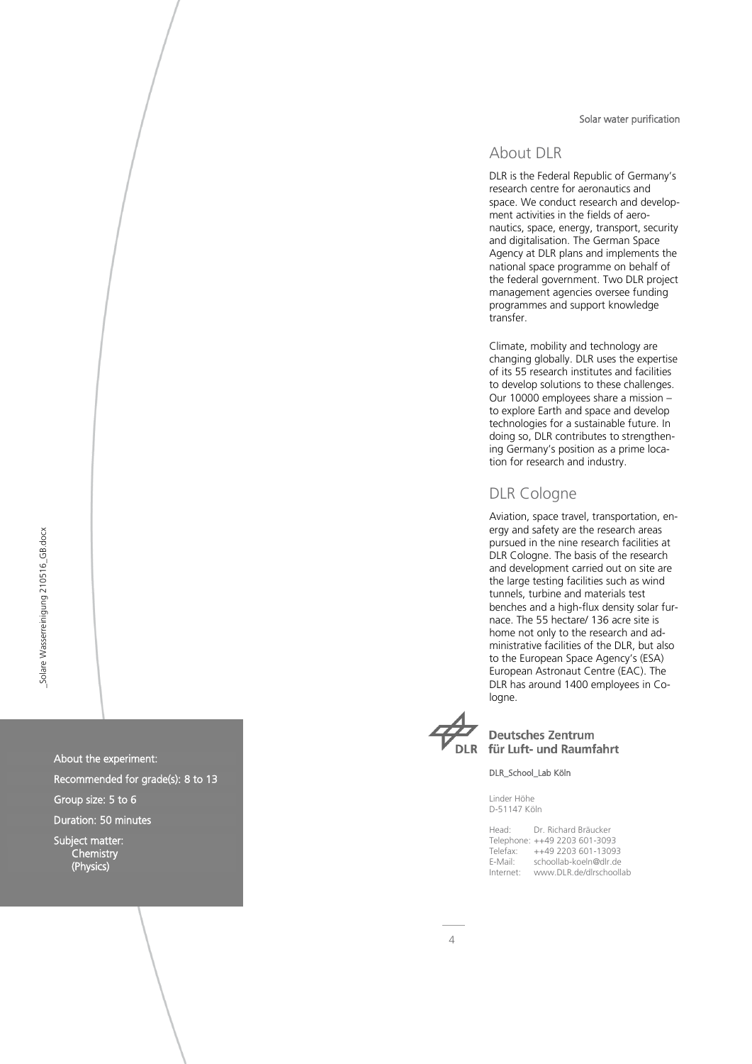## About DLR

DLR is the Federal Republic of Germany's research centre for aeronautics and space. We conduct research and development activities in the fields of aeronautics, space, energy, transport, security and digitalisation. The German Space Agency at DLR plans and implements the national space programme on behalf of the federal government. Two DLR project management agencies oversee funding programmes and support knowledge transfer.

Climate, mobility and technology are changing globally. DLR uses the expertise of its 55 research institutes and facilities to develop solutions to these challenges. Our 10000 employees share a mission – to explore Earth and space and develop technologies for a sustainable future. In doing so, DLR contributes to strengthening Germany's position as a prime location for research and industry.

## DLR Cologne

Aviation, space travel, transportation, energy and safety are the research areas pursued in the nine research facilities at DLR Cologne. The basis of the research and development carried out on site are the large testing facilities such as wind tunnels, turbine and materials test benches and a high-flux density solar furnace. The 55 hectare/ 136 acre site is home not only to the research and administrative facilities of the DLR, but also to the European Space Agency's (ESA) European Astronaut Centre (EAC). The DLR has around 1400 employees in Cologne.

**Deutsches Zentrum für Luft- und Raumfahrt**

**DLR_School_Lab Köln**

Linder Höhe
D-51147 Köln

Head: Dr. Richard Bräucker
Telephone: ++49 2203 601-3093
Telefax: ++49 2203 601-13093
E-Mail: schoollab-koeln@dlr.de
Internet: www.DLR.de/dlrschoollab

About the experiment:

Recommended for grade(s): 8 to 13

Group size: 5 to 6

Duration: 50 minutes

Subject matter:
Chemistry
(Physics)

_Solare Wasserreinigung 210516_GB.docx